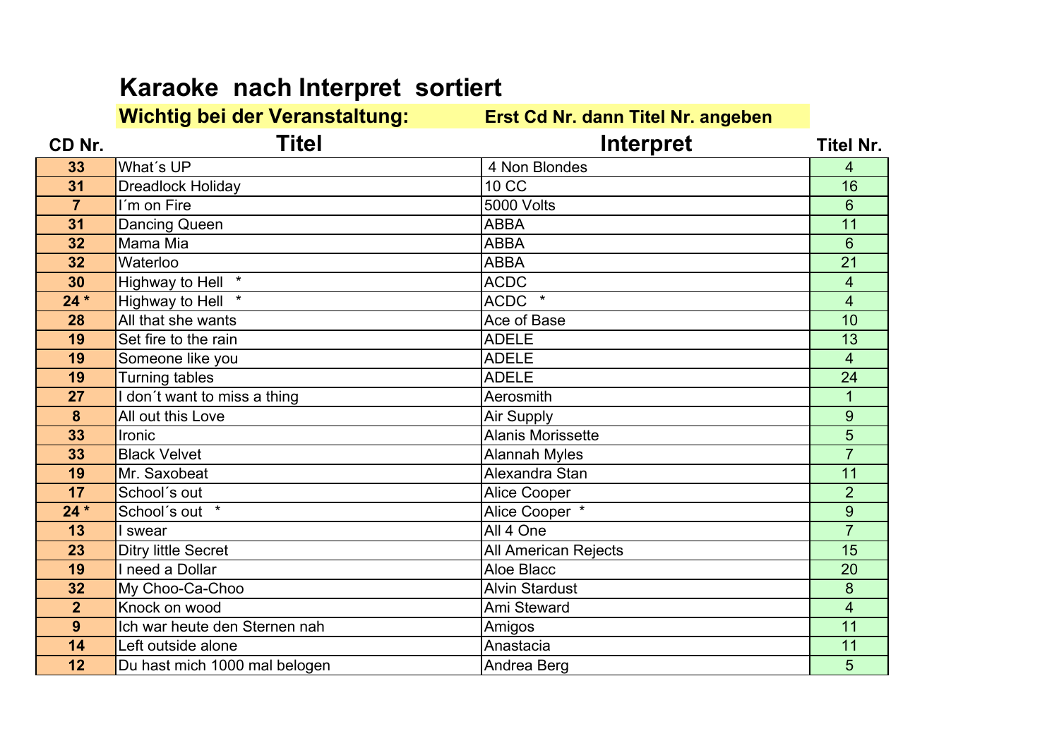# Karaoke nach Interpret sortiert

**Wichtig bei der Veranstaltung: Erst Cd Nr. dann Titel Nr. angeben**

| CD Nr. | Titel | Interpret | Titel Nr. |
|---|---|---|---|
| 33 | What´s UP | 4 Non Blondes | 4 |
| 31 | Dreadlock Holiday | 10 CC | 16 |
| 7 | I´m on Fire | 5000 Volts | 6 |
| 31 | Dancing Queen | ABBA | 11 |
| 32 | Mama Mia | ABBA | 6 |
| 32 | Waterloo | ABBA | 21 |
| 30 | Highway to Hell * | ACDC | 4 |
| 24 * | Highway to Hell * | ACDC * | 4 |
| 28 | All that she wants | Ace of Base | 10 |
| 19 | Set fire to the rain | ADELE | 13 |
| 19 | Someone like you | ADELE | 4 |
| 19 | Turning tables | ADELE | 24 |
| 27 | I don´t want to miss a thing | Aerosmith | 1 |
| 8 | All out this Love | Air Supply | 9 |
| 33 | Ironic | Alanis Morissette | 5 |
| 33 | Black Velvet | Alannah Myles | 7 |
| 19 | Mr. Saxobeat | Alexandra Stan | 11 |
| 17 | School´s out | Alice Cooper | 2 |
| 24 * | School´s out * | Alice Cooper * | 9 |
| 13 | I swear | All 4 One | 7 |
| 23 | Ditry little Secret | All American Rejects | 15 |
| 19 | I need a Dollar | Aloe Blacc | 20 |
| 32 | My Choo-Ca-Choo | Alvin Stardust | 8 |
| 2 | Knock on wood | Ami Steward | 4 |
| 9 | Ich war heute den Sternen nah | Amigos | 11 |
| 14 | Left outside alone | Anastacia | 11 |
| 12 | Du hast mich 1000 mal belogen | Andrea Berg | 5 |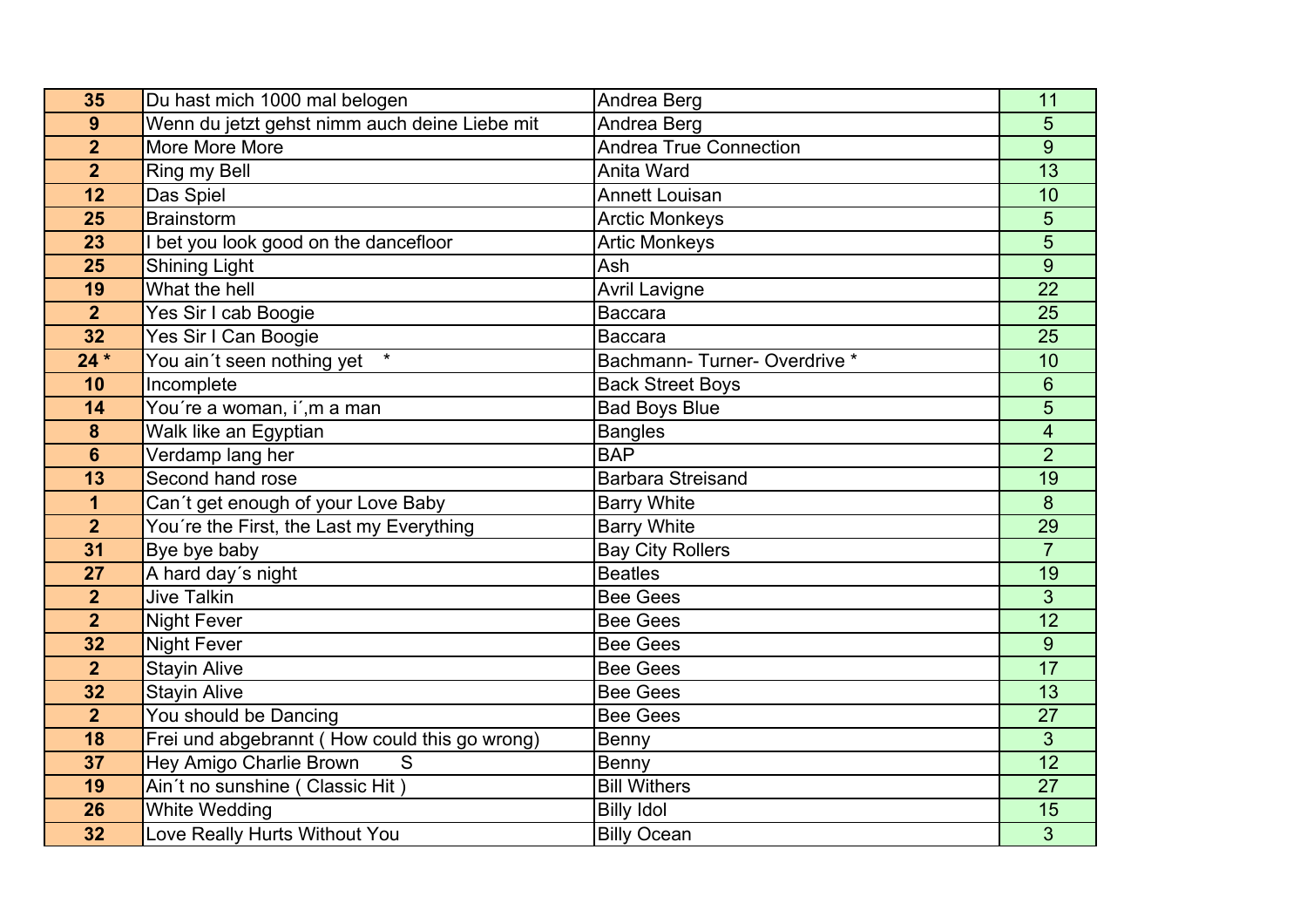| | | | |
|---|---|---|---|
| **35** | Du hast mich 1000 mal belogen | Andrea Berg | 11 |
| **9** | Wenn du jetzt gehst nimm auch deine Liebe mit | Andrea Berg | 5 |
| **2** | More More More | Andrea True Connection | 9 |
| **2** | Ring my Bell | Anita Ward | 13 |
| **12** | Das Spiel | Annett Louisan | 10 |
| **25** | Brainstorm | Arctic Monkeys | 5 |
| **23** | I bet you look good on the dancefloor | Artic Monkeys | 5 |
| **25** | Shining Light | Ash | 9 |
| **19** | What the hell | Avril Lavigne | 22 |
| **2** | Yes Sir I cab Boogie | Baccara | 25 |
| **32** | Yes Sir I Can Boogie | Baccara | 25 |
| **24 *** | You ain´t seen nothing yet * | Bachmann- Turner- Overdrive * | 10 |
| **10** | Incomplete | Back Street Boys | 6 |
| **14** | You´re a woman, i´,m a man | Bad Boys Blue | 5 |
| **8** | Walk like an Egyptian | Bangles | 4 |
| **6** | Verdamp lang her | BAP | 2 |
| **13** | Second hand rose | Barbara Streisand | 19 |
| **1** | Can´t get enough of your Love Baby | Barry White | 8 |
| **2** | You´re the First, the Last my Everything | Barry White | 29 |
| **31** | Bye bye baby | Bay City Rollers | 7 |
| **27** | A hard day´s night | Beatles | 19 |
| **2** | Jive Talkin | Bee Gees | 3 |
| **2** | Night Fever | Bee Gees | 12 |
| **32** | Night Fever | Bee Gees | 9 |
| **2** | Stayin Alive | Bee Gees | 17 |
| **32** | Stayin Alive | Bee Gees | 13 |
| **2** | You should be Dancing | Bee Gees | 27 |
| **18** | Frei und abgebrannt ( How could this go wrong) | Benny | 3 |
| **37** | Hey Amigo Charlie Brown S | Benny | 12 |
| **19** | Ain´t no sunshine ( Classic Hit ) | Bill Withers | 27 |
| **26** | White Wedding | Billy Idol | 15 |
| **32** | Love Really Hurts Without You | Billy Ocean | 3 |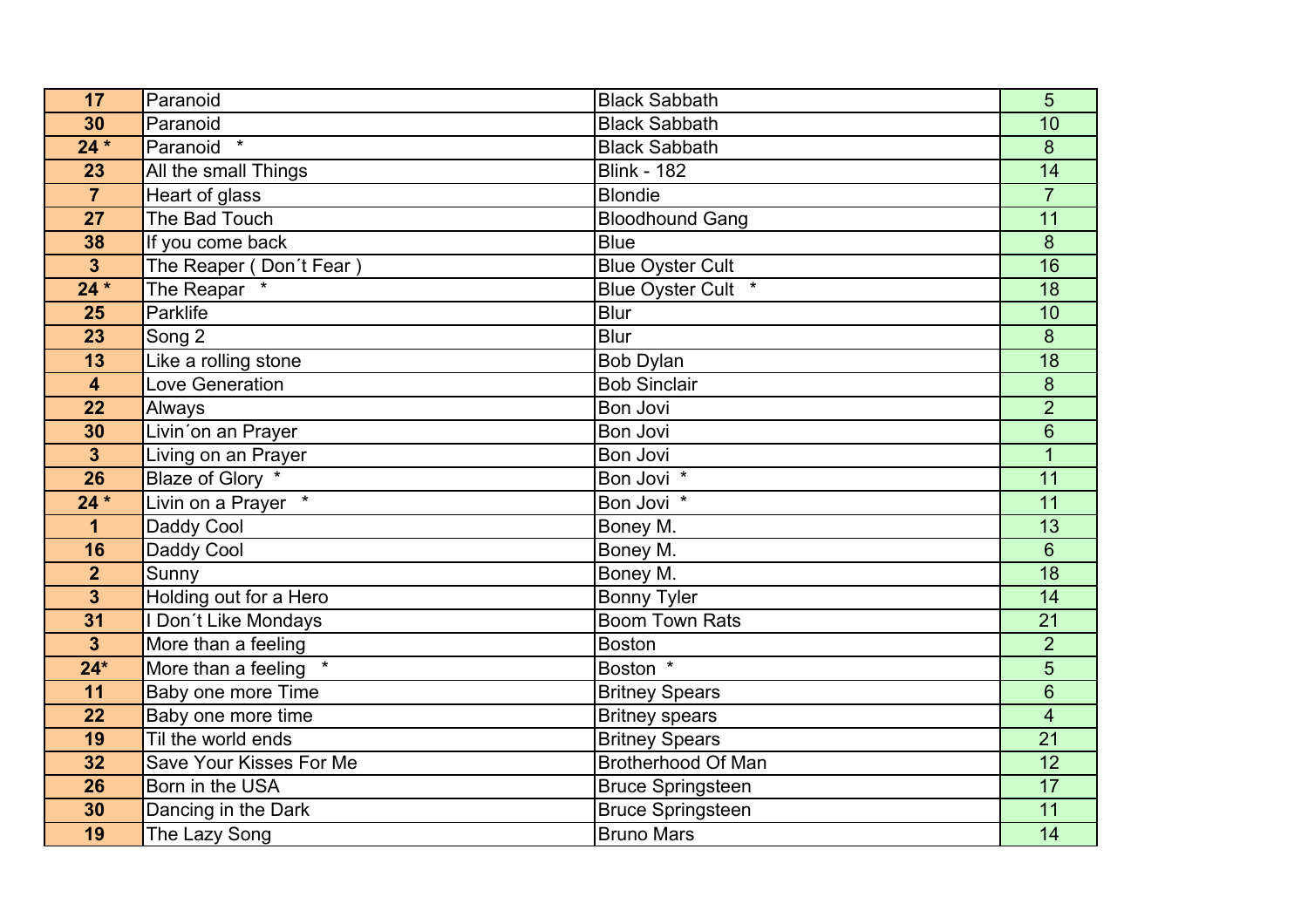| | | | |
|---|---|---|---|
| **17** | Paranoid | Black Sabbath | 5 |
| **30** | Paranoid | Black Sabbath | 10 |
| **24 *** | Paranoid * | Black Sabbath | 8 |
| **23** | All the small Things | Blink - 182 | 14 |
| **7** | Heart of glass | Blondie | 7 |
| **27** | The Bad Touch | Bloodhound Gang | 11 |
| **38** | If you come back | Blue | 8 |
| **3** | The Reaper ( Don´t Fear ) | Blue Oyster Cult | 16 |
| **24 *** | The Reapar * | Blue Oyster Cult * | 18 |
| **25** | Parklife | Blur | 10 |
| **23** | Song 2 | Blur | 8 |
| **13** | Like a rolling stone | Bob Dylan | 18 |
| **4** | Love Generation | Bob Sinclair | 8 |
| **22** | Always | Bon Jovi | 2 |
| **30** | Livin´on an Prayer | Bon Jovi | 6 |
| **3** | Living on an Prayer | Bon Jovi | 1 |
| **26** | Blaze of Glory * | Bon Jovi * | 11 |
| **24 *** | Livin on a Prayer * | Bon Jovi * | 11 |
| **1** | Daddy Cool | Boney M. | 13 |
| **16** | Daddy Cool | Boney M. | 6 |
| **2** | Sunny | Boney M. | 18 |
| **3** | Holding out for a Hero | Bonny Tyler | 14 |
| **31** | I Don´t Like Mondays | Boom Town Rats | 21 |
| **3** | More than a feeling | Boston | 2 |
| **24*** | More than a feeling * | Boston * | 5 |
| **11** | Baby one more Time | Britney Spears | 6 |
| **22** | Baby one more time | Britney spears | 4 |
| **19** | Til the world ends | Britney Spears | 21 |
| **32** | Save Your Kisses For Me | Brotherhood Of Man | 12 |
| **26** | Born in the USA | Bruce Springsteen | 17 |
| **30** | Dancing in the Dark | Bruce Springsteen | 11 |
| **19** | The Lazy Song | Bruno Mars | 14 |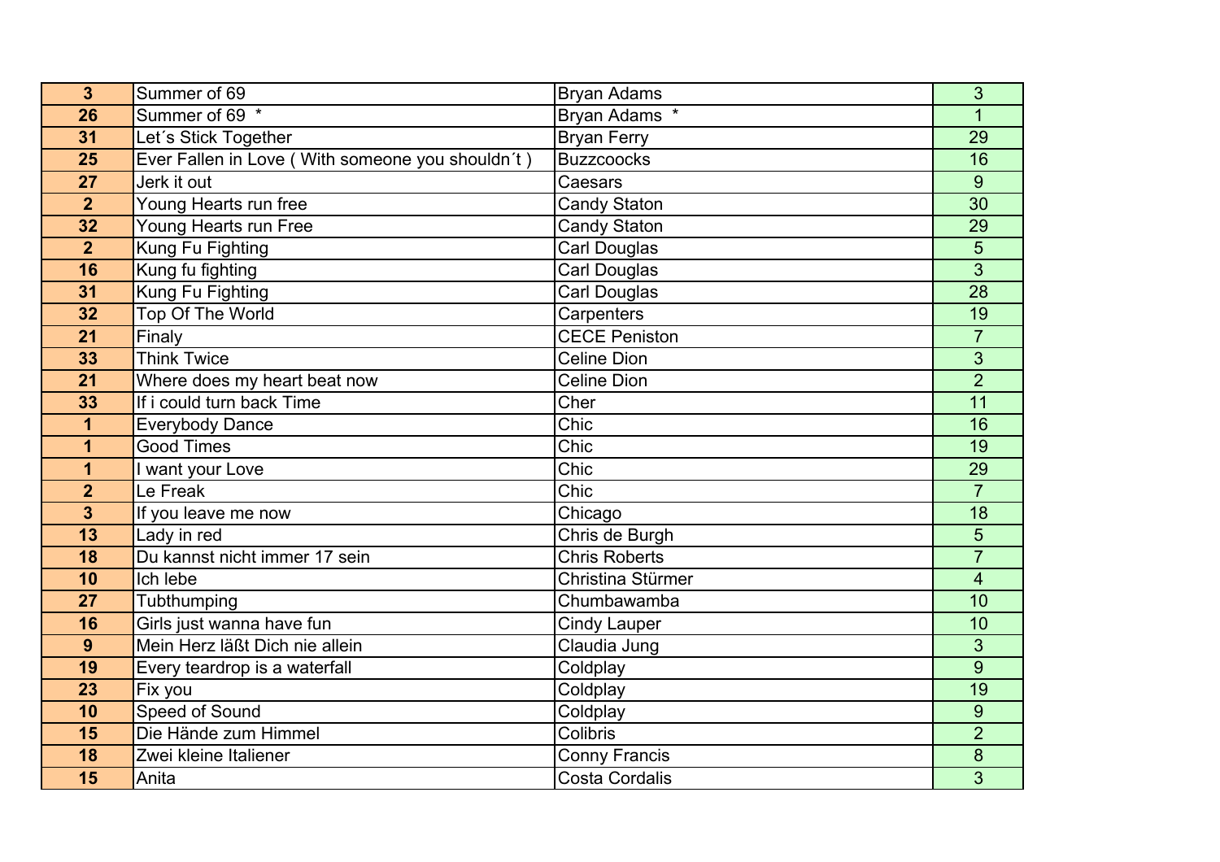| | | | |
|---|---|---|---|
| **3** | Summer of 69 | Bryan Adams | 3 |
| **26** | Summer of 69 * | Bryan Adams * | 1 |
| **31** | Let´s Stick Together | Bryan Ferry | 29 |
| **25** | Ever Fallen in Love ( With someone you shouldn´t ) | Buzzcoocks | 16 |
| **27** | Jerk it out | Caesars | 9 |
| **2** | Young Hearts run free | Candy Staton | 30 |
| **32** | Young Hearts run Free | Candy Staton | 29 |
| **2** | Kung Fu Fighting | Carl Douglas | 5 |
| **16** | Kung fu fighting | Carl Douglas | 3 |
| **31** | Kung Fu Fighting | Carl Douglas | 28 |
| **32** | Top Of The World | Carpenters | 19 |
| **21** | Finaly | CECE Peniston | 7 |
| **33** | Think Twice | Celine Dion | 3 |
| **21** | Where does my heart beat now | Celine Dion | 2 |
| **33** | If i could turn back Time | Cher | 11 |
| **1** | Everybody Dance | Chic | 16 |
| **1** | Good Times | Chic | 19 |
| **1** | I want your Love | Chic | 29 |
| **2** | Le Freak | Chic | 7 |
| **3** | If you leave me now | Chicago | 18 |
| **13** | Lady in red | Chris de Burgh | 5 |
| **18** | Du kannst nicht immer 17 sein | Chris Roberts | 7 |
| **10** | Ich lebe | Christina Stürmer | 4 |
| **27** | Tubthumping | Chumbawamba | 10 |
| **16** | Girls just wanna have fun | Cindy Lauper | 10 |
| **9** | Mein Herz läßt Dich nie allein | Claudia Jung | 3 |
| **19** | Every teardrop is a waterfall | Coldplay | 9 |
| **23** | Fix you | Coldplay | 19 |
| **10** | Speed of Sound | Coldplay | 9 |
| **15** | Die Hände zum Himmel | Colibris | 2 |
| **18** | Zwei kleine Italiener | Conny Francis | 8 |
| **15** | Anita | Costa Cordalis | 3 |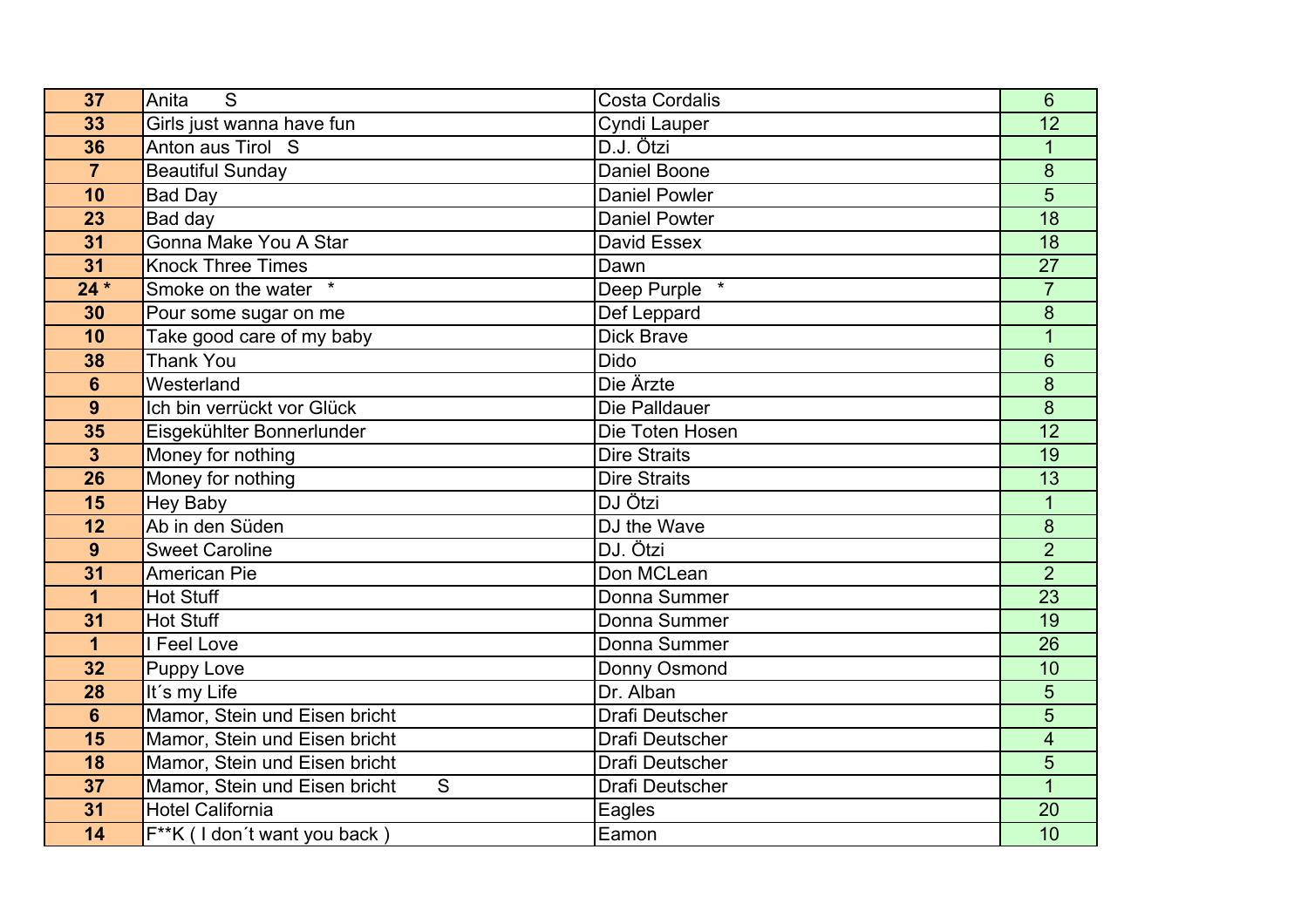| | | | |
|---|---|---|---|
| **37** | Anita S | Costa Cordalis | 6 |
| **33** | Girls just wanna have fun | Cyndi Lauper | 12 |
| **36** | Anton aus Tirol S | D.J. Ötzi | 1 |
| **7** | Beautiful Sunday | Daniel Boone | 8 |
| **10** | Bad Day | Daniel Powler | 5 |
| **23** | Bad day | Daniel Powter | 18 |
| **31** | Gonna Make You A Star | David Essex | 18 |
| **31** | Knock Three Times | Dawn | 27 |
| **24 *** | Smoke on the water * | Deep Purple * | 7 |
| **30** | Pour some sugar on me | Def Leppard | 8 |
| **10** | Take good care of my baby | Dick Brave | 1 |
| **38** | Thank You | Dido | 6 |
| **6** | Westerland | Die Ärzte | 8 |
| **9** | Ich bin verrückt vor Glück | Die Palldauer | 8 |
| **35** | Eisgekühlter Bonnerlunder | Die Toten Hosen | 12 |
| **3** | Money for nothing | Dire Straits | 19 |
| **26** | Money for nothing | Dire Straits | 13 |
| **15** | Hey Baby | DJ Ötzi | 1 |
| **12** | Ab in den Süden | DJ the Wave | 8 |
| **9** | Sweet Caroline | DJ. Ötzi | 2 |
| **31** | American Pie | Don MCLean | 2 |
| **1** | Hot Stuff | Donna Summer | 23 |
| **31** | Hot Stuff | Donna Summer | 19 |
| **1** | I Feel Love | Donna Summer | 26 |
| **32** | Puppy Love | Donny Osmond | 10 |
| **28** | It´s my Life | Dr. Alban | 5 |
| **6** | Mamor, Stein und Eisen bricht | Drafi Deutscher | 5 |
| **15** | Mamor, Stein und Eisen bricht | Drafi Deutscher | 4 |
| **18** | Mamor, Stein und Eisen bricht | Drafi Deutscher | 5 |
| **37** | Mamor, Stein und Eisen bricht S | Drafi Deutscher | 1 |
| **31** | Hotel California | Eagles | 20 |
| **14** | F**K ( I don´t want you back ) | Eamon | 10 |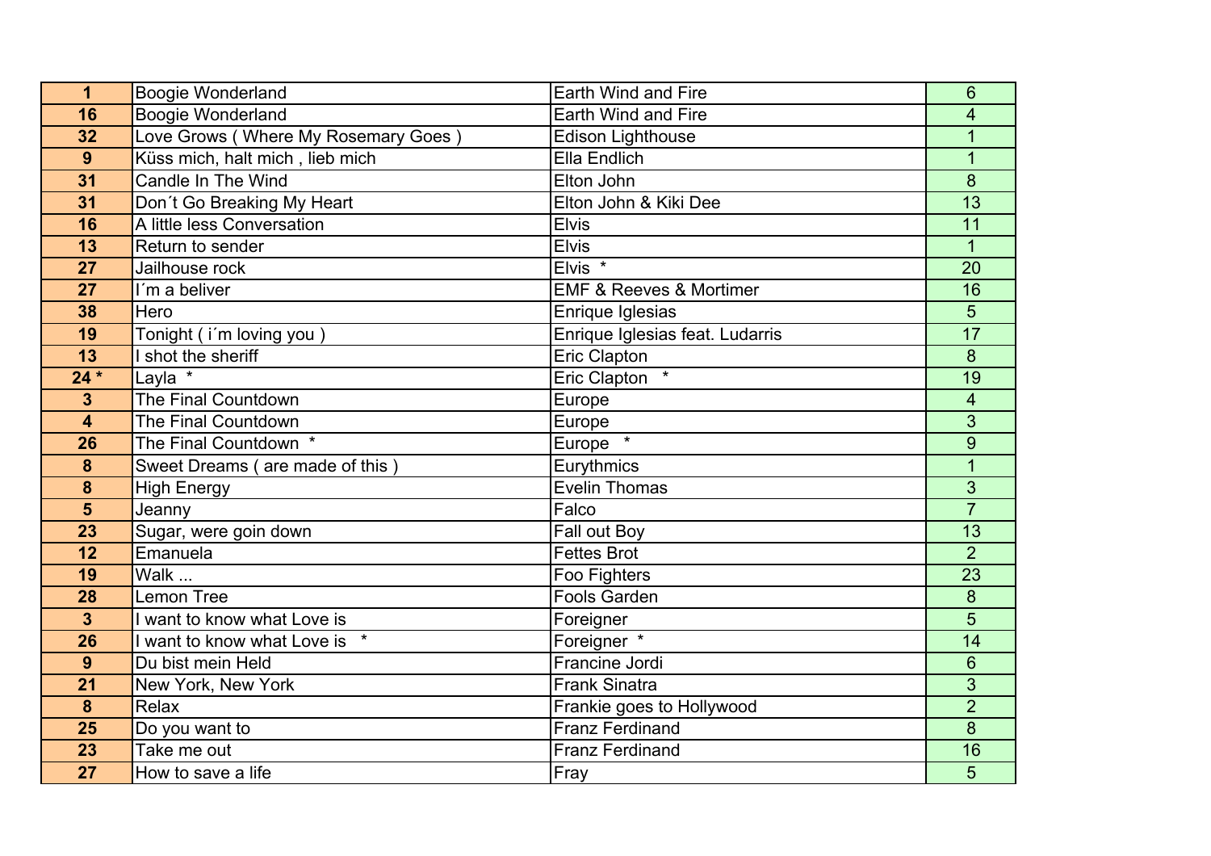| 1 | Boogie Wonderland | Earth Wind and Fire | 6 |
|---|---|---|---|
| 16 | Boogie Wonderland | Earth Wind and Fire | 4 |
| 32 | Love Grows ( Where My Rosemary Goes ) | Edison Lighthouse | 1 |
| 9 | Küss mich, halt mich , lieb mich | Ella Endlich | 1 |
| 31 | Candle In The Wind | Elton John | 8 |
| 31 | Don´t Go Breaking My Heart | Elton John & Kiki Dee | 13 |
| 16 | A little less Conversation | Elvis | 11 |
| 13 | Return to sender | Elvis | 1 |
| 27 | Jailhouse rock | Elvis * | 20 |
| 27 | I´m a beliver | EMF & Reeves & Mortimer | 16 |
| 38 | Hero | Enrique Iglesias | 5 |
| 19 | Tonight ( i´m loving you ) | Enrique Iglesias feat. Ludarris | 17 |
| 13 | I shot the sheriff | Eric Clapton | 8 |
| 24 * | Layla * | Eric Clapton * | 19 |
| 3 | The Final Countdown | Europe | 4 |
| 4 | The Final Countdown | Europe | 3 |
| 26 | The Final Countdown * | Europe * | 9 |
| 8 | Sweet Dreams ( are made of this ) | Eurythmics | 1 |
| 8 | High Energy | Evelin Thomas | 3 |
| 5 | Jeanny | Falco | 7 |
| 23 | Sugar, were goin down | Fall out Boy | 13 |
| 12 | Emanuela | Fettes Brot | 2 |
| 19 | Walk ... | Foo Fighters | 23 |
| 28 | Lemon Tree | Fools Garden | 8 |
| 3 | I want to know what Love is | Foreigner | 5 |
| 26 | I want to know what Love is * | Foreigner * | 14 |
| 9 | Du bist mein Held | Francine Jordi | 6 |
| 21 | New York, New York | Frank Sinatra | 3 |
| 8 | Relax | Frankie goes to Hollywood | 2 |
| 25 | Do you want to | Franz Ferdinand | 8 |
| 23 | Take me out | Franz Ferdinand | 16 |
| 27 | How to save a life | Fray | 5 |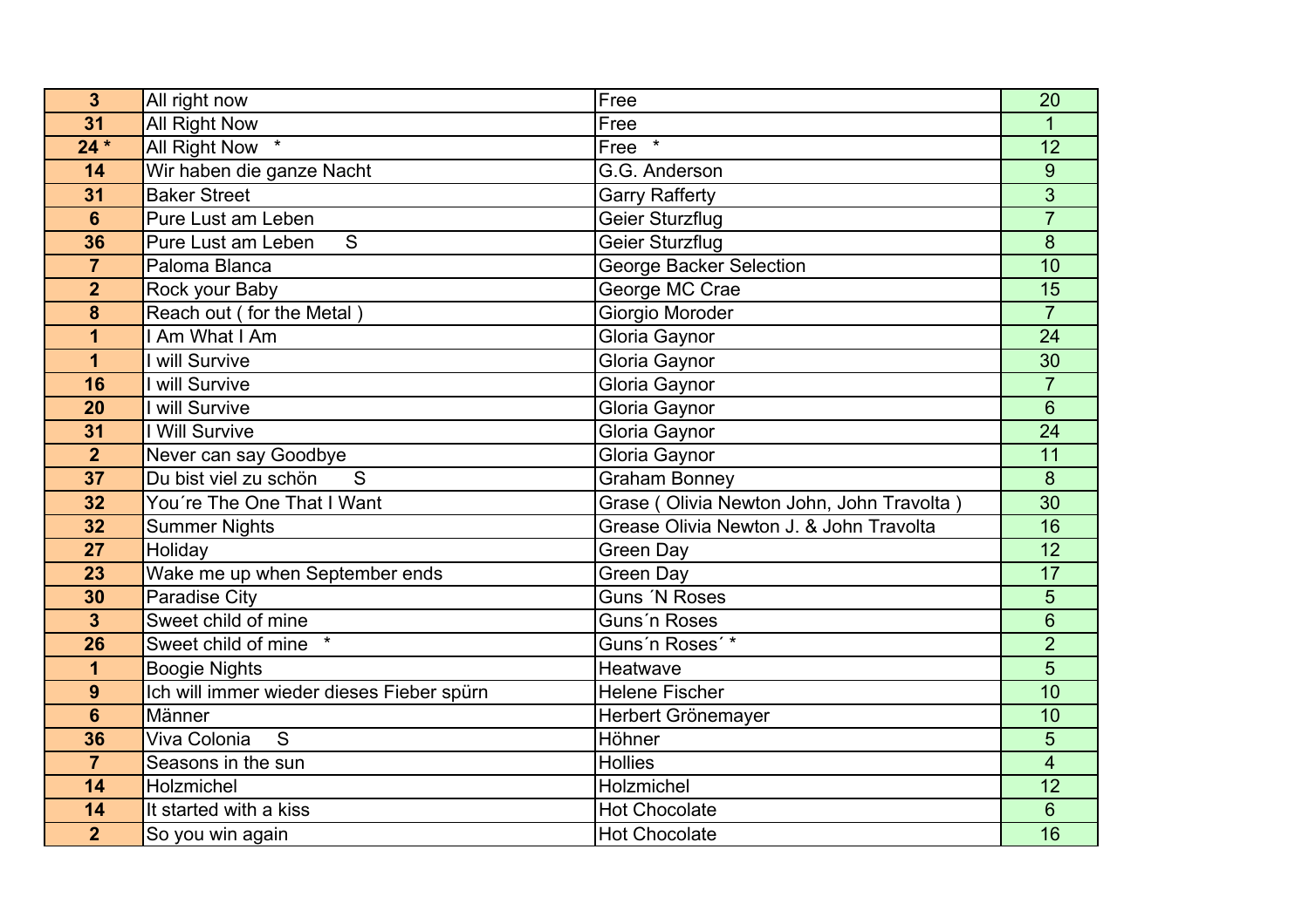| | | | |
|---|---|---|---|
| **3** | All right now | Free | 20 |
| **31** | All Right Now | Free | 1 |
| **24 *** | All Right Now   * | Free   * | 12 |
| **14** | Wir haben die ganze Nacht | G.G. Anderson | 9 |
| **31** | Baker Street | Garry Rafferty | 3 |
| **6** | Pure Lust am Leben | Geier Sturzflug | 7 |
| **36** | Pure Lust am Leben      S | Geier Sturzflug | 8 |
| **7** | Paloma Blanca | George Backer Selection | 10 |
| **2** | Rock your Baby | George MC Crae | 15 |
| **8** | Reach out ( for the Metal ) | Giorgio Moroder | 7 |
| **1** | I Am What I Am | Gloria Gaynor | 24 |
| **1** | I will Survive | Gloria Gaynor | 30 |
| **16** | I will Survive | Gloria Gaynor | 7 |
| **20** | I will Survive | Gloria Gaynor | 6 |
| **31** | I Will Survive | Gloria Gaynor | 24 |
| **2** | Never can say Goodbye | Gloria Gaynor | 11 |
| **37** | Du bist viel zu schön      S | Graham Bonney | 8 |
| **32** | You´re The One That I Want | Grase ( Olivia Newton John, John Travolta ) | 30 |
| **32** | Summer Nights | Grease Olivia Newton J. & John Travolta | 16 |
| **27** | Holiday | Green Day | 12 |
| **23** | Wake me up when September ends | Green Day | 17 |
| **30** | Paradise City | Guns ´N Roses | 5 |
| **3** | Sweet child of mine | Guns´n Roses | 6 |
| **26** | Sweet child of mine   * | Guns´n Roses´ * | 2 |
| **1** | Boogie Nights | Heatwave | 5 |
| **9** | Ich will immer wieder dieses Fieber spürn | Helene Fischer | 10 |
| **6** | Männer | Herbert Grönemayer | 10 |
| **36** | Viva Colonia    S | Höhner | 5 |
| **7** | Seasons in the sun | Hollies | 4 |
| **14** | Holzmichel | Holzmichel | 12 |
| **14** | It started with a kiss | Hot Chocolate | 6 |
| **2** | So you win again | Hot Chocolate | 16 |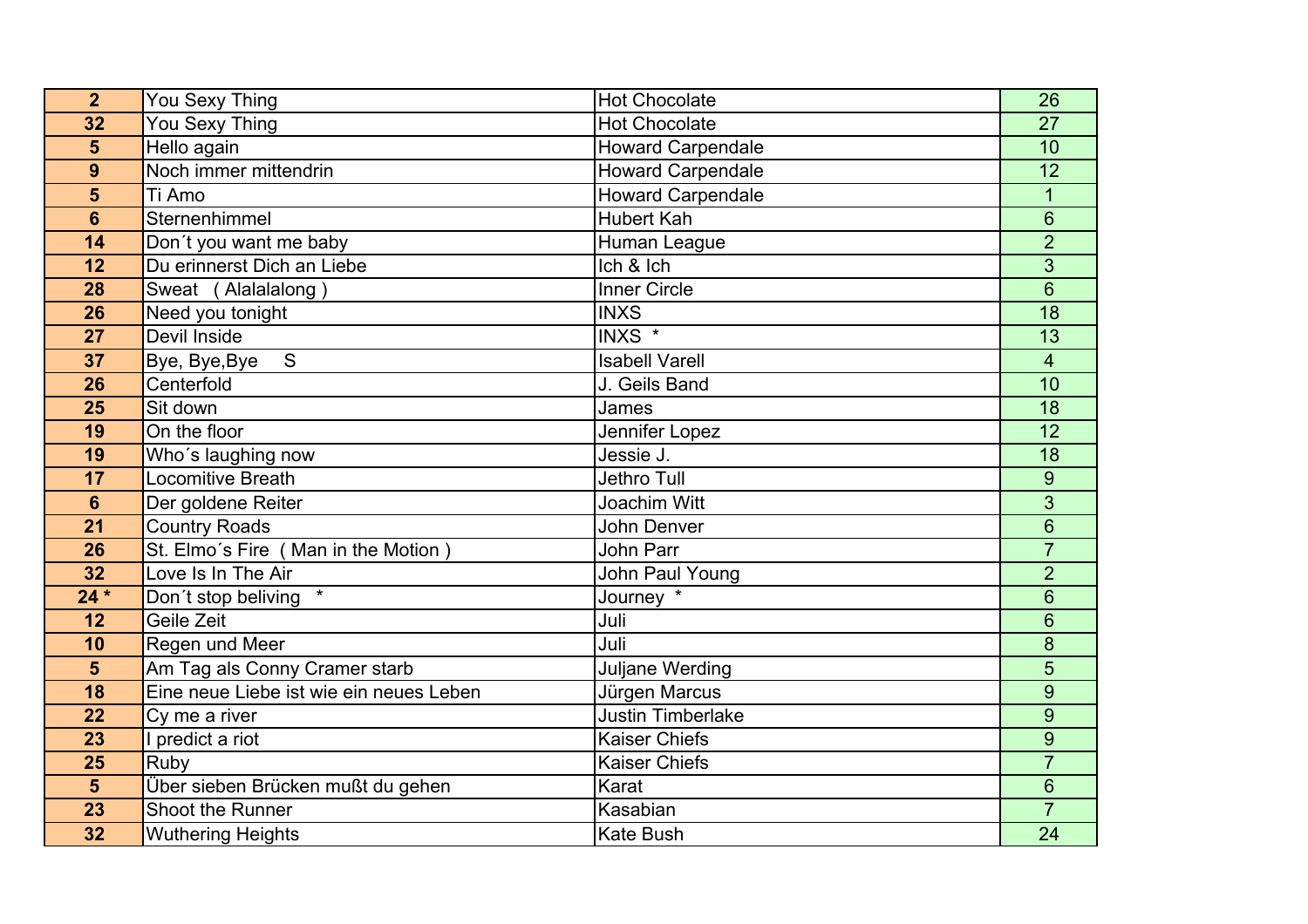| | | | |
|---|---|---|---|
| **2** | You Sexy Thing | Hot Chocolate | 26 |
| **32** | You Sexy Thing | Hot Chocolate | 27 |
| **5** | Hello again | Howard Carpendale | 10 |
| **9** | Noch immer mittendrin | Howard Carpendale | 12 |
| **5** | Ti Amo | Howard Carpendale | 1 |
| **6** | Sternenhimmel | Hubert Kah | 6 |
| **14** | Don´t you want me baby | Human League | 2 |
| **12** | Du erinnerst Dich an Liebe | Ich & Ich | 3 |
| **28** | Sweat ( Alalalalong ) | Inner Circle | 6 |
| **26** | Need you tonight | INXS | 18 |
| **27** | Devil Inside | INXS * | 13 |
| **37** | Bye, Bye,Bye S | Isabell Varell | 4 |
| **26** | Centerfold | J. Geils Band | 10 |
| **25** | Sit down | James | 18 |
| **19** | On the floor | Jennifer Lopez | 12 |
| **19** | Who´s laughing now | Jessie J. | 18 |
| **17** | Locomitive Breath | Jethro Tull | 9 |
| **6** | Der goldene Reiter | Joachim Witt | 3 |
| **21** | Country Roads | John Denver | 6 |
| **26** | St. Elmo´s Fire ( Man in the Motion ) | John Parr | 7 |
| **32** | Love Is In The Air | John Paul Young | 2 |
| **24 *** | Don´t stop beliving * | Journey * | 6 |
| **12** | Geile Zeit | Juli | 6 |
| **10** | Regen und Meer | Juli | 8 |
| **5** | Am Tag als Conny Cramer starb | Juljane Werding | 5 |
| **18** | Eine neue Liebe ist wie ein neues Leben | Jürgen Marcus | 9 |
| **22** | Cy me a river | Justin Timberlake | 9 |
| **23** | I predict a riot | Kaiser Chiefs | 9 |
| **25** | Ruby | Kaiser Chiefs | 7 |
| **5** | Über sieben Brücken mußt du gehen | Karat | 6 |
| **23** | Shoot the Runner | Kasabian | 7 |
| **32** | Wuthering Heights | Kate Bush | 24 |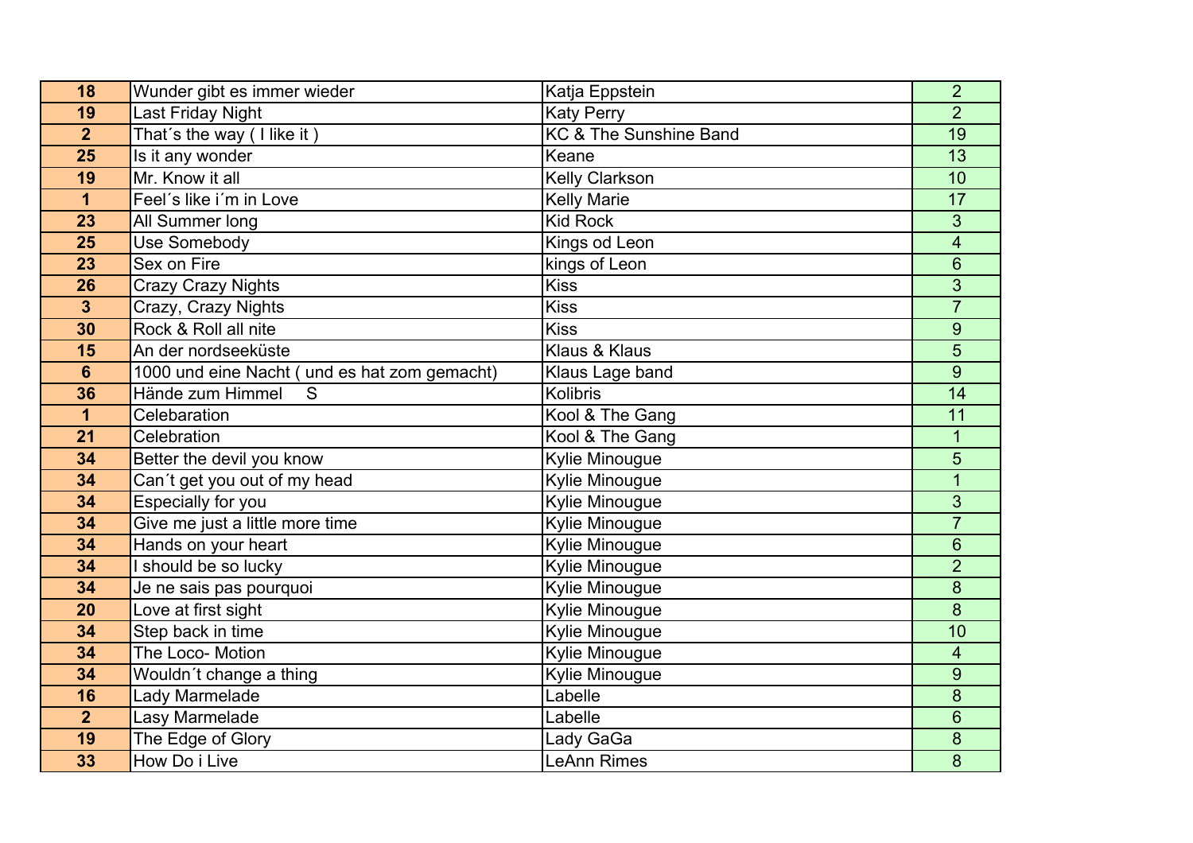| | | | |
|---|---|---|---|
| **18** | Wunder gibt es immer wieder | Katja Eppstein | 2 |
| **19** | Last Friday Night | Katy Perry | 2 |
| **2** | That´s the way ( I like it ) | KC & The Sunshine Band | 19 |
| **25** | Is it any wonder | Keane | 13 |
| **19** | Mr. Know it all | Kelly Clarkson | 10 |
| **1** | Feel´s like i´m in Love | Kelly Marie | 17 |
| **23** | All Summer long | Kid Rock | 3 |
| **25** | Use Somebody | Kings od Leon | 4 |
| **23** | Sex on Fire | kings of Leon | 6 |
| **26** | Crazy Crazy Nights | Kiss | 3 |
| **3** | Crazy, Crazy Nights | Kiss | 7 |
| **30** | Rock & Roll all nite | Kiss | 9 |
| **15** | An der nordseeküste | Klaus & Klaus | 5 |
| **6** | 1000 und eine Nacht ( und es hat zom gemacht) | Klaus Lage band | 9 |
| **36** | Hände zum Himmel S | Kolibris | 14 |
| **1** | Celebaration | Kool & The Gang | 11 |
| **21** | Celebration | Kool & The Gang | 1 |
| **34** | Better the devil you know | Kylie Minougue | 5 |
| **34** | Can´t get you out of my head | Kylie Minougue | 1 |
| **34** | Especially for you | Kylie Minougue | 3 |
| **34** | Give me just a little more time | Kylie Minougue | 7 |
| **34** | Hands on your heart | Kylie Minougue | 6 |
| **34** | I should be so lucky | Kylie Minougue | 2 |
| **34** | Je ne sais pas pourquoi | Kylie Minougue | 8 |
| **20** | Love at first sight | Kylie Minougue | 8 |
| **34** | Step back in time | Kylie Minougue | 10 |
| **34** | The Loco- Motion | Kylie Minougue | 4 |
| **34** | Wouldn´t change a thing | Kylie Minougue | 9 |
| **16** | Lady Marmelade | Labelle | 8 |
| **2** | Lasy Marmelade | Labelle | 6 |
| **19** | The Edge of Glory | Lady GaGa | 8 |
| **33** | How Do i Live | LeAnn Rimes | 8 |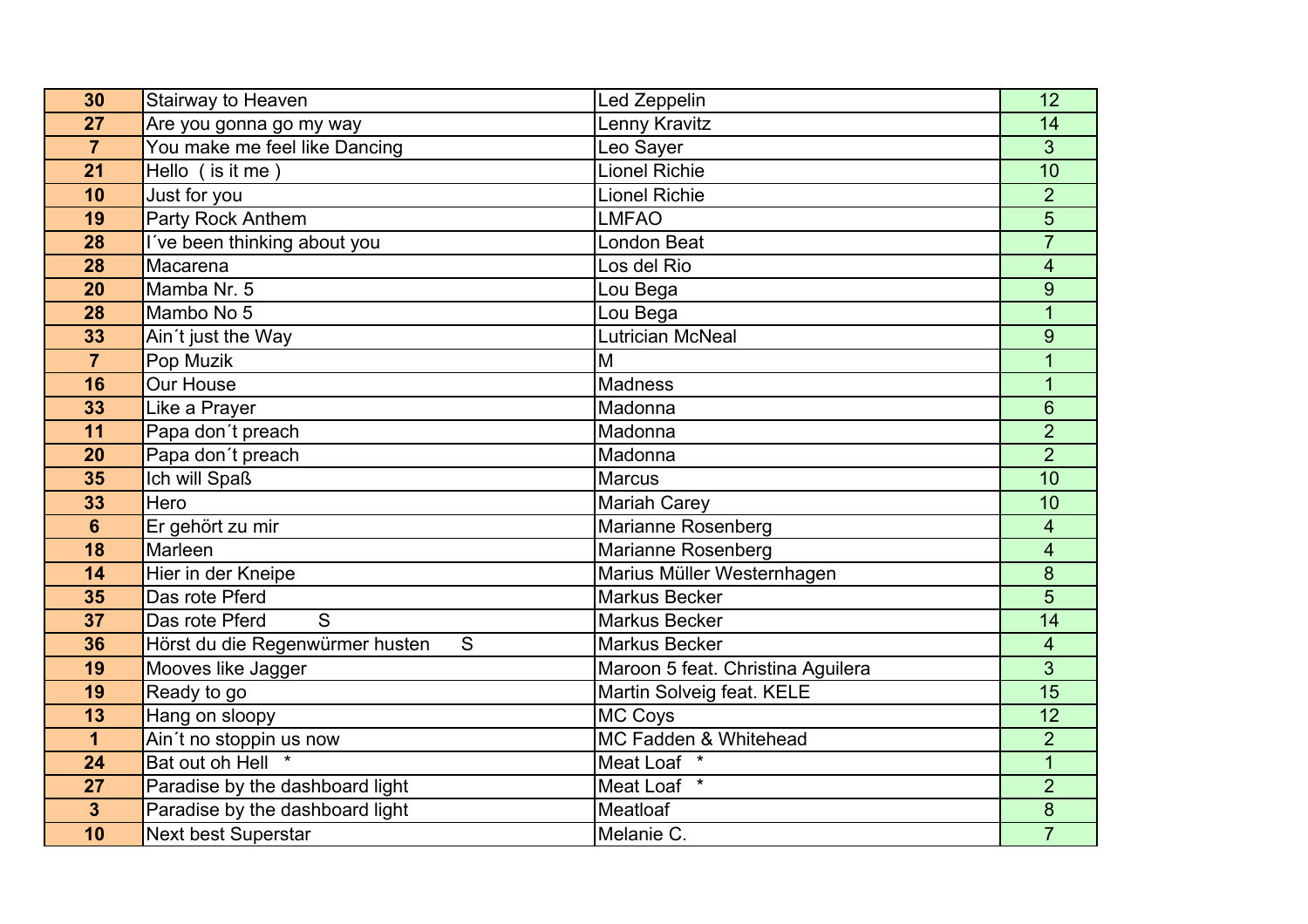| 30 | Stairway to Heaven | Led Zeppelin | 12 |
|---|---|---|---|
| 27 | Are you gonna go my way | Lenny Kravitz | 14 |
| 7 | You make me feel like Dancing | Leo Sayer | 3 |
| 21 | Hello ( is it me ) | Lionel Richie | 10 |
| 10 | Just for you | Lionel Richie | 2 |
| 19 | Party Rock Anthem | LMFAO | 5 |
| 28 | I´ve been thinking about you | London Beat | 7 |
| 28 | Macarena | Los del Rio | 4 |
| 20 | Mamba Nr. 5 | Lou Bega | 9 |
| 28 | Mambo No 5 | Lou Bega | 1 |
| 33 | Ain´t just the Way | Lutrician McNeal | 9 |
| 7 | Pop Muzik | M | 1 |
| 16 | Our House | Madness | 1 |
| 33 | Like a Prayer | Madonna | 6 |
| 11 | Papa don´t preach | Madonna | 2 |
| 20 | Papa don´t preach | Madonna | 2 |
| 35 | Ich will Spaß | Marcus | 10 |
| 33 | Hero | Mariah Carey | 10 |
| 6 | Er gehört zu mir | Marianne Rosenberg | 4 |
| 18 | Marleen | Marianne Rosenberg | 4 |
| 14 | Hier in der Kneipe | Marius Müller Westernhagen | 8 |
| 35 | Das rote Pferd | Markus Becker | 5 |
| 37 | Das rote Pferd S | Markus Becker | 14 |
| 36 | Hörst du die Regenwürmer husten S | Markus Becker | 4 |
| 19 | Mooves like Jagger | Maroon 5 feat. Christina Aguilera | 3 |
| 19 | Ready to go | Martin Solveig feat. KELE | 15 |
| 13 | Hang on sloopy | MC Coys | 12 |
| 1 | Ain´t no stoppin us now | MC Fadden & Whitehead | 2 |
| 24 | Bat out oh Hell * | Meat Loaf * | 1 |
| 27 | Paradise by the dashboard light | Meat Loaf * | 2 |
| 3 | Paradise by the dashboard light | Meatloaf | 8 |
| 10 | Next best Superstar | Melanie C. | 7 |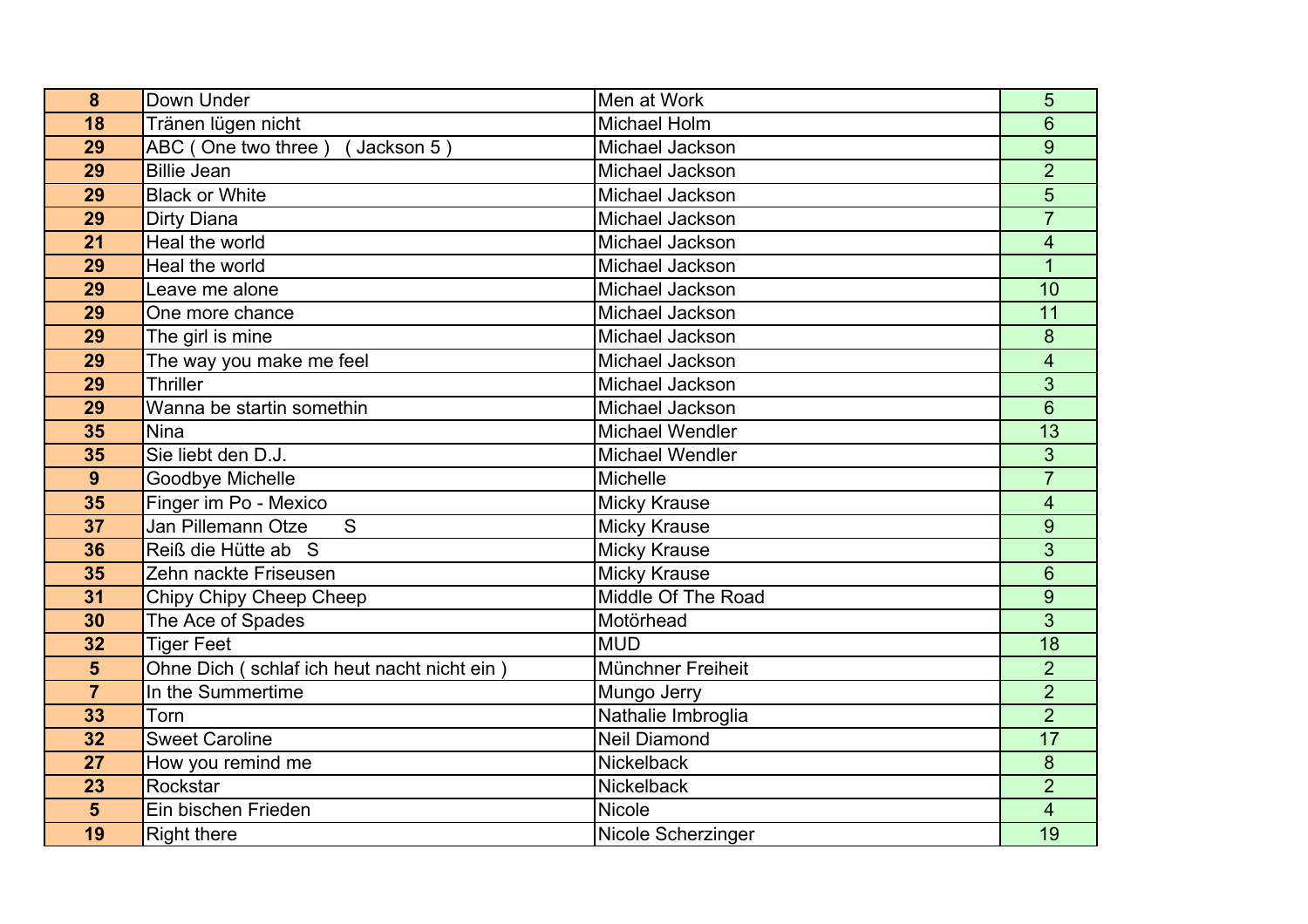| | | | |
|---|---|---|---|
| **8** | Down Under | Men at Work | 5 |
| **18** | Tränen lügen nicht | Michael Holm | 6 |
| **29** | ABC ( One two three )   ( Jackson 5 ) | Michael Jackson | 9 |
| **29** | Billie Jean | Michael Jackson | 2 |
| **29** | Black or White | Michael Jackson | 5 |
| **29** | Dirty Diana | Michael Jackson | 7 |
| **21** | Heal the world | Michael Jackson | 4 |
| **29** | Heal the world | Michael Jackson | 1 |
| **29** | Leave me alone | Michael Jackson | 10 |
| **29** | One more chance | Michael Jackson | 11 |
| **29** | The girl is mine | Michael Jackson | 8 |
| **29** | The way you make me feel | Michael Jackson | 4 |
| **29** | Thriller | Michael Jackson | 3 |
| **29** | Wanna be startin somethin | Michael Jackson | 6 |
| **35** | Nina | Michael Wendler | 13 |
| **35** | Sie liebt den D.J. | Michael Wendler | 3 |
| **9** | Goodbye Michelle | Michelle | 7 |
| **35** | Finger im Po - Mexico | Micky Krause | 4 |
| **37** | Jan Pillemann Otze      S | Micky Krause | 9 |
| **36** | Reiß die Hütte ab   S | Micky Krause | 3 |
| **35** | Zehn nackte Friseusen | Micky Krause | 6 |
| **31** | Chipy Chipy Cheep Cheep | Middle Of The Road | 9 |
| **30** | The Ace of Spades | Motörhead | 3 |
| **32** | Tiger Feet | MUD | 18 |
| **5** | Ohne Dich ( schlaf ich heut nacht nicht ein ) | Münchner Freiheit | 2 |
| **7** | In the Summertime | Mungo Jerry | 2 |
| **33** | Torn | Nathalie Imbroglia | 2 |
| **32** | Sweet Caroline | Neil Diamond | 17 |
| **27** | How you remind me | Nickelback | 8 |
| **23** | Rockstar | Nickelback | 2 |
| **5** | Ein bischen Frieden | Nicole | 4 |
| **19** | Right there | Nicole Scherzinger | 19 |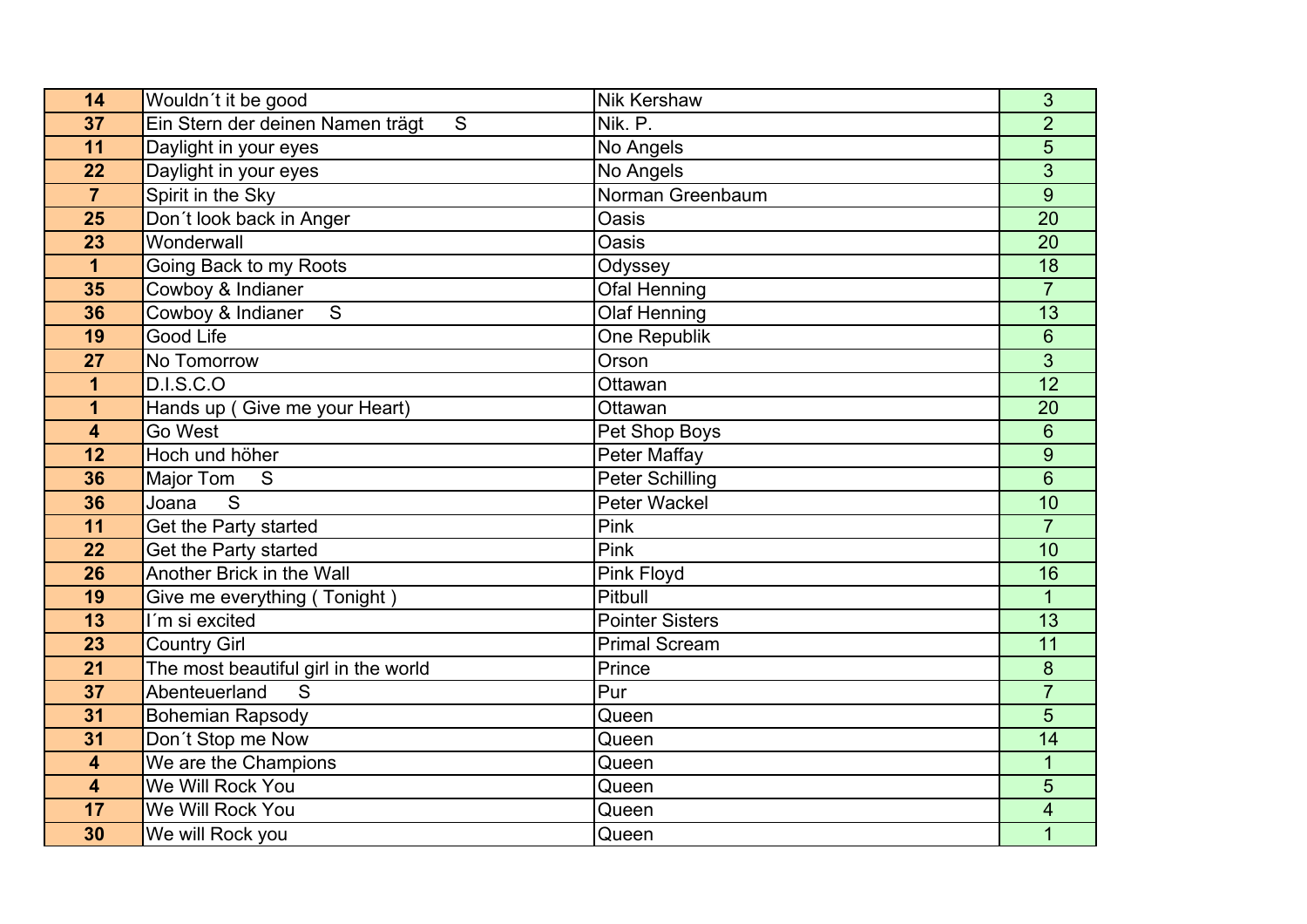| | | | |
|---|---|---|---|
| **14** | Wouldn´t it be good | Nik Kershaw | 3 |
| **37** | Ein Stern der deinen Namen trägt S | Nik. P. | 2 |
| **11** | Daylight in your eyes | No Angels | 5 |
| **22** | Daylight in your eyes | No Angels | 3 |
| **7** | Spirit in the Sky | Norman Greenbaum | 9 |
| **25** | Don´t look back in Anger | Oasis | 20 |
| **23** | Wonderwall | Oasis | 20 |
| **1** | Going Back to my Roots | Odyssey | 18 |
| **35** | Cowboy & Indianer | Ofal Henning | 7 |
| **36** | Cowboy & Indianer S | Olaf Henning | 13 |
| **19** | Good Life | One Republik | 6 |
| **27** | No Tomorrow | Orson | 3 |
| **1** | D.I.S.C.O | Ottawan | 12 |
| **1** | Hands up ( Give me your Heart) | Ottawan | 20 |
| **4** | Go West | Pet Shop Boys | 6 |
| **12** | Hoch und höher | Peter Maffay | 9 |
| **36** | Major Tom S | Peter Schilling | 6 |
| **36** | Joana S | Peter Wackel | 10 |
| **11** | Get the Party started | Pink | 7 |
| **22** | Get the Party started | Pink | 10 |
| **26** | Another Brick in the Wall | Pink Floyd | 16 |
| **19** | Give me everything ( Tonight ) | Pitbull | 1 |
| **13** | I´m si excited | Pointer Sisters | 13 |
| **23** | Country Girl | Primal Scream | 11 |
| **21** | The most beautiful girl in the world | Prince | 8 |
| **37** | Abenteuerland S | Pur | 7 |
| **31** | Bohemian Rapsody | Queen | 5 |
| **31** | Don´t Stop me Now | Queen | 14 |
| **4** | We are the Champions | Queen | 1 |
| **4** | We Will Rock You | Queen | 5 |
| **17** | We Will Rock You | Queen | 4 |
| **30** | We will Rock you | Queen | 1 |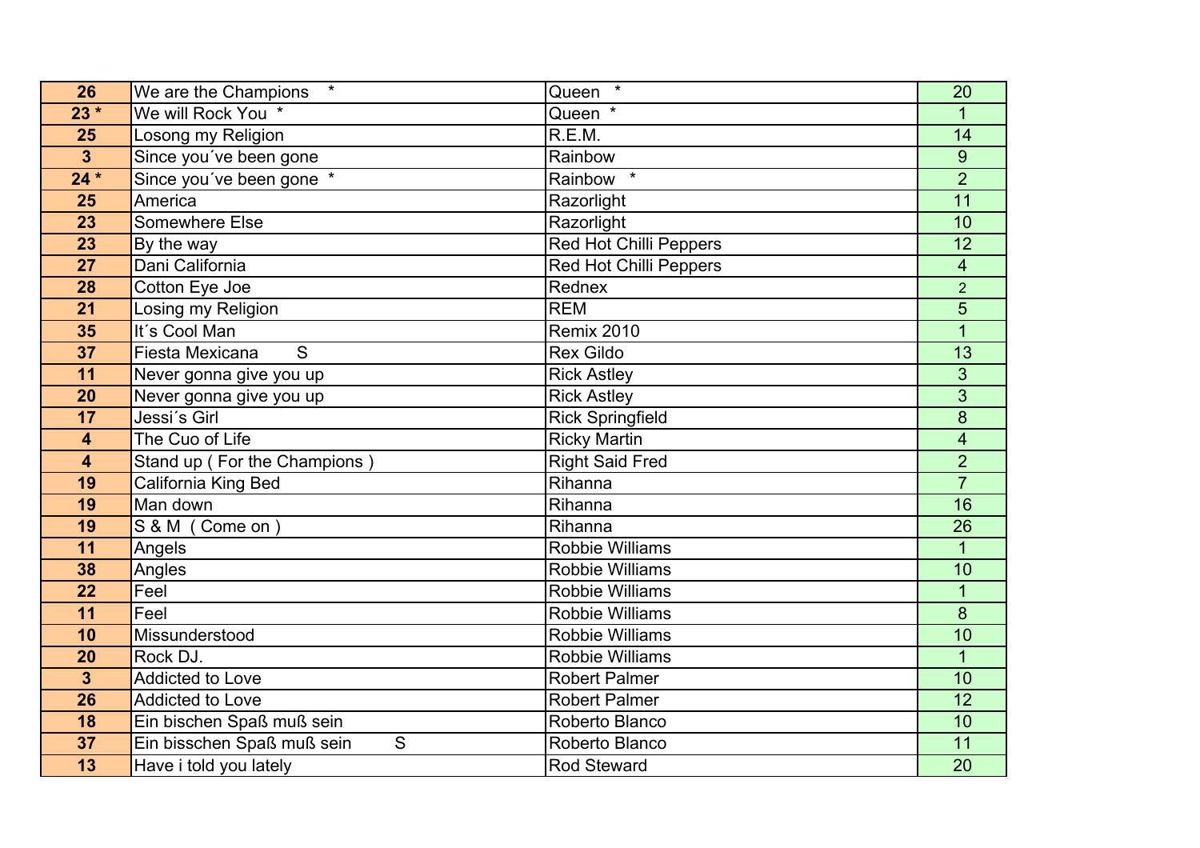| 26 | We are the Champions    * | Queen  * | 20 |
|---|---|---|---|
| 23 * | We will Rock You  * | Queen  * | 1 |
| 25 | Losong my Religion | R.E.M. | 14 |
| 3 | Since you´ve been gone | Rainbow | 9 |
| 24 * | Since you´ve been gone  * | Rainbow  * | 2 |
| 25 | America | Razorlight | 11 |
| 23 | Somewhere Else | Razorlight | 10 |
| 23 | By the way | Red Hot Chilli Peppers | 12 |
| 27 | Dani California | Red Hot Chilli Peppers | 4 |
| 28 | Cotton Eye Joe | Rednex | 2 |
| 21 | Losing my Religion | REM | 5 |
| 35 | It´s Cool Man | Remix 2010 | 1 |
| 37 | Fiesta Mexicana     S | Rex Gildo | 13 |
| 11 | Never gonna give you up | Rick Astley | 3 |
| 20 | Never gonna give you up | Rick Astley | 3 |
| 17 | Jessi´s Girl | Rick Springfield | 8 |
| 4 | The Cuo of Life | Ricky Martin | 4 |
| 4 | Stand up ( For the Champions ) | Right Said Fred | 2 |
| 19 | California King Bed | Rihanna | 7 |
| 19 | Man down | Rihanna | 16 |
| 19 | S & M  ( Come on ) | Rihanna | 26 |
| 11 | Angels | Robbie Williams | 1 |
| 38 | Angles | Robbie Williams | 10 |
| 22 | Feel | Robbie Williams | 1 |
| 11 | Feel | Robbie Williams | 8 |
| 10 | Missunderstood | Robbie Williams | 10 |
| 20 | Rock DJ. | Robbie Williams | 1 |
| 3 | Addicted to Love | Robert Palmer | 10 |
| 26 | Addicted to Love | Robert Palmer | 12 |
| 18 | Ein bischen Spaß muß sein | Roberto Blanco | 10 |
| 37 | Ein bisschen Spaß muß sein     S | Roberto Blanco | 11 |
| 13 | Have i told you lately | Rod Steward | 20 |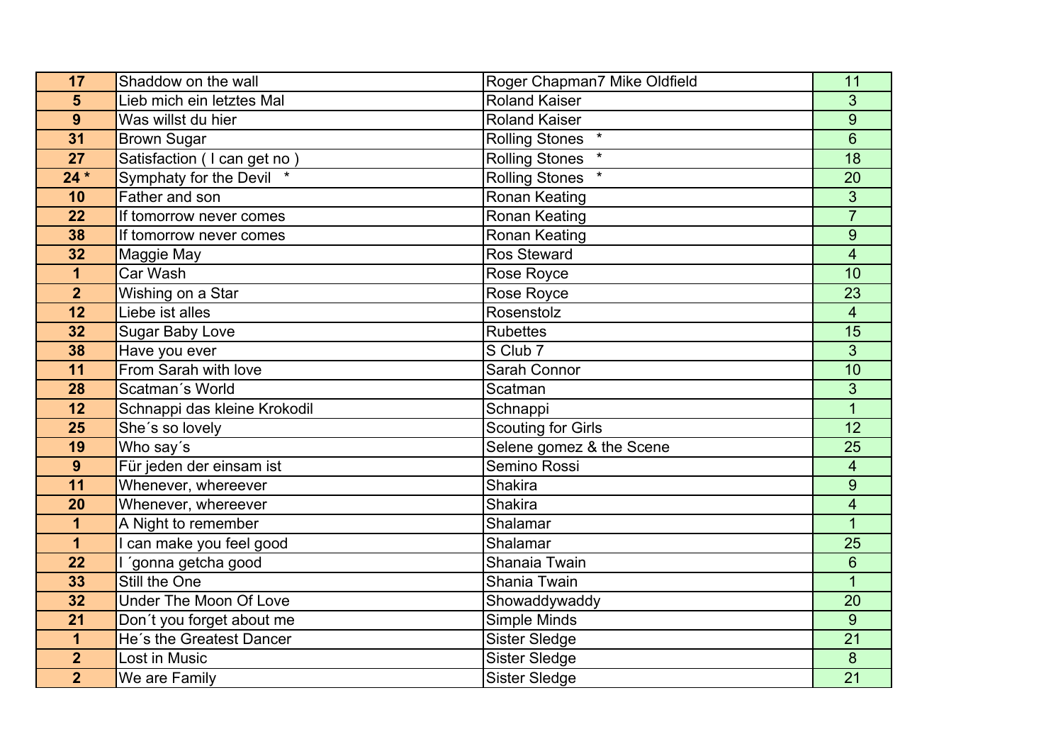| | | | |
|---|---|---|---|
| **17** | Shaddow on the wall | Roger Chapman7 Mike Oldfield | 11 |
| **5** | Lieb mich ein letztes Mal | Roland Kaiser | 3 |
| **9** | Was willst du hier | Roland Kaiser | 9 |
| **31** | Brown Sugar | Rolling Stones * | 6 |
| **27** | Satisfaction ( I can get no ) | Rolling Stones * | 18 |
| **24 *** | Symphaty for the Devil * | Rolling Stones * | 20 |
| **10** | Father and son | Ronan Keating | 3 |
| **22** | If tomorrow never comes | Ronan Keating | 7 |
| **38** | If tomorrow never comes | Ronan Keating | 9 |
| **32** | Maggie May | Ros Steward | 4 |
| **1** | Car Wash | Rose Royce | 10 |
| **2** | Wishing on a Star | Rose Royce | 23 |
| **12** | Liebe ist alles | Rosenstolz | 4 |
| **32** | Sugar Baby Love | Rubettes | 15 |
| **38** | Have you ever | S Club 7 | 3 |
| **11** | From Sarah with love | Sarah Connor | 10 |
| **28** | Scatman´s World | Scatman | 3 |
| **12** | Schnappi das kleine Krokodil | Schnappi | 1 |
| **25** | She´s so lovely | Scouting for Girls | 12 |
| **19** | Who say´s | Selene gomez & the Scene | 25 |
| **9** | Für jeden der einsam ist | Semino Rossi | 4 |
| **11** | Whenever, whereever | Shakira | 9 |
| **20** | Whenever, whereever | Shakira | 4 |
| **1** | A Night to remember | Shalamar | 1 |
| **1** | I can make you feel good | Shalamar | 25 |
| **22** | I ´gonna getcha good | Shanaia Twain | 6 |
| **33** | Still the One | Shania Twain | 1 |
| **32** | Under The Moon Of Love | Showaddywaddy | 20 |
| **21** | Don´t you forget about me | Simple Minds | 9 |
| **1** | He´s the Greatest Dancer | Sister Sledge | 21 |
| **2** | Lost in Music | Sister Sledge | 8 |
| **2** | We are Family | Sister Sledge | 21 |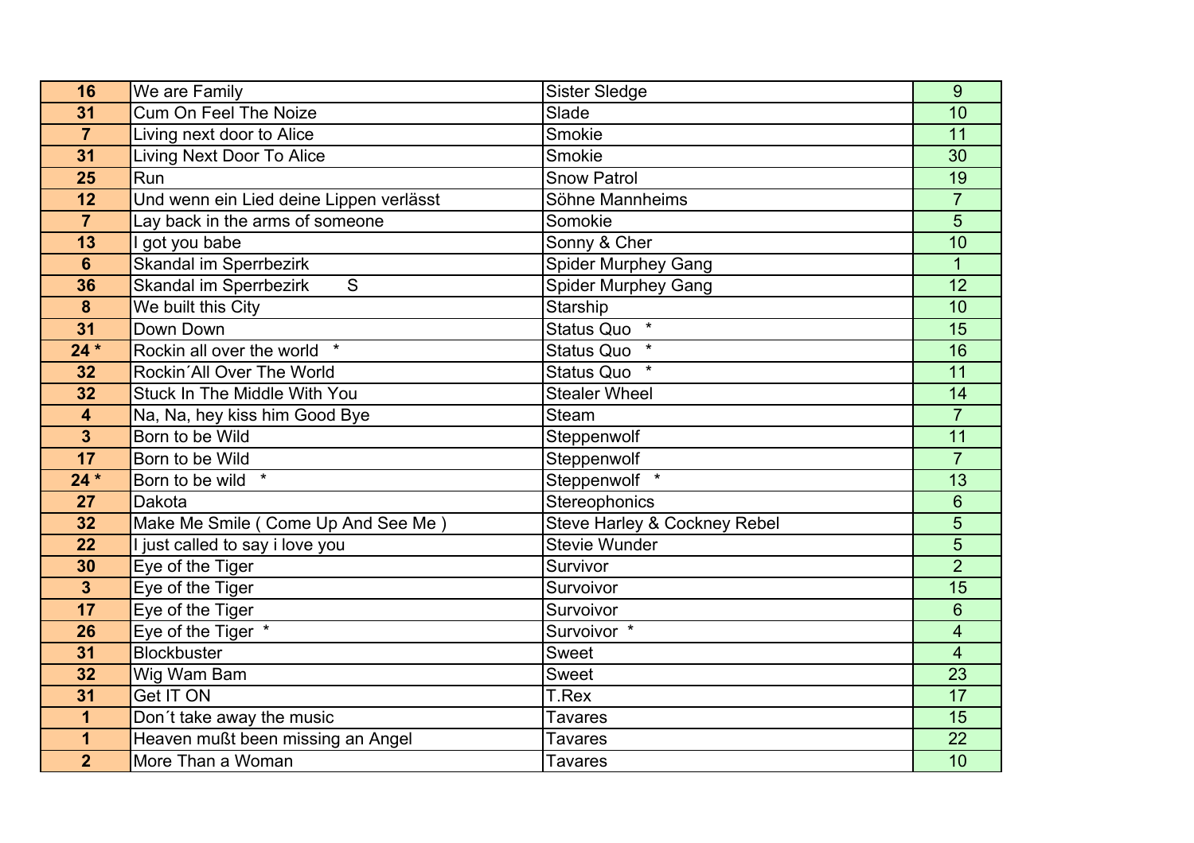| | | | |
|---|---|---|---|
| **16** | We are Family | Sister Sledge | 9 |
| **31** | Cum On Feel The Noize | Slade | 10 |
| **7** | Living next door to Alice | Smokie | 11 |
| **31** | Living Next Door To Alice | Smokie | 30 |
| **25** | Run | Snow Patrol | 19 |
| **12** | Und wenn ein Lied deine Lippen verlässt | Söhne Mannheims | 7 |
| **7** | Lay back in the arms of someone | Somokie | 5 |
| **13** | I got you babe | Sonny & Cher | 10 |
| **6** | Skandal im Sperrbezirk | Spider Murphey Gang | 1 |
| **36** | Skandal im Sperrbezirk S | Spider Murphey Gang | 12 |
| **8** | We built this City | Starship | 10 |
| **31** | Down Down | Status Quo * | 15 |
| **24 *** | Rockin all over the world * | Status Quo * | 16 |
| **32** | Rockin´All Over The World | Status Quo * | 11 |
| **32** | Stuck In The Middle With You | Stealer Wheel | 14 |
| **4** | Na, Na, hey kiss him Good Bye | Steam | 7 |
| **3** | Born to be Wild | Steppenwolf | 11 |
| **17** | Born to be Wild | Steppenwolf | 7 |
| **24 *** | Born to be wild * | Steppenwolf * | 13 |
| **27** | Dakota | Stereophonics | 6 |
| **32** | Make Me Smile ( Come Up And See Me ) | Steve Harley & Cockney Rebel | 5 |
| **22** | I just called to say i love you | Stevie Wunder | 5 |
| **30** | Eye of the Tiger | Survivor | 2 |
| **3** | Eye of the Tiger | Survoivor | 15 |
| **17** | Eye of the Tiger | Survoivor | 6 |
| **26** | Eye of the Tiger * | Survoivor * | 4 |
| **31** | Blockbuster | Sweet | 4 |
| **32** | Wig Wam Bam | Sweet | 23 |
| **31** | Get IT ON | T.Rex | 17 |
| **1** | Don´t take away the music | Tavares | 15 |
| **1** | Heaven mußt been missing an Angel | Tavares | 22 |
| **2** | More Than a Woman | Tavares | 10 |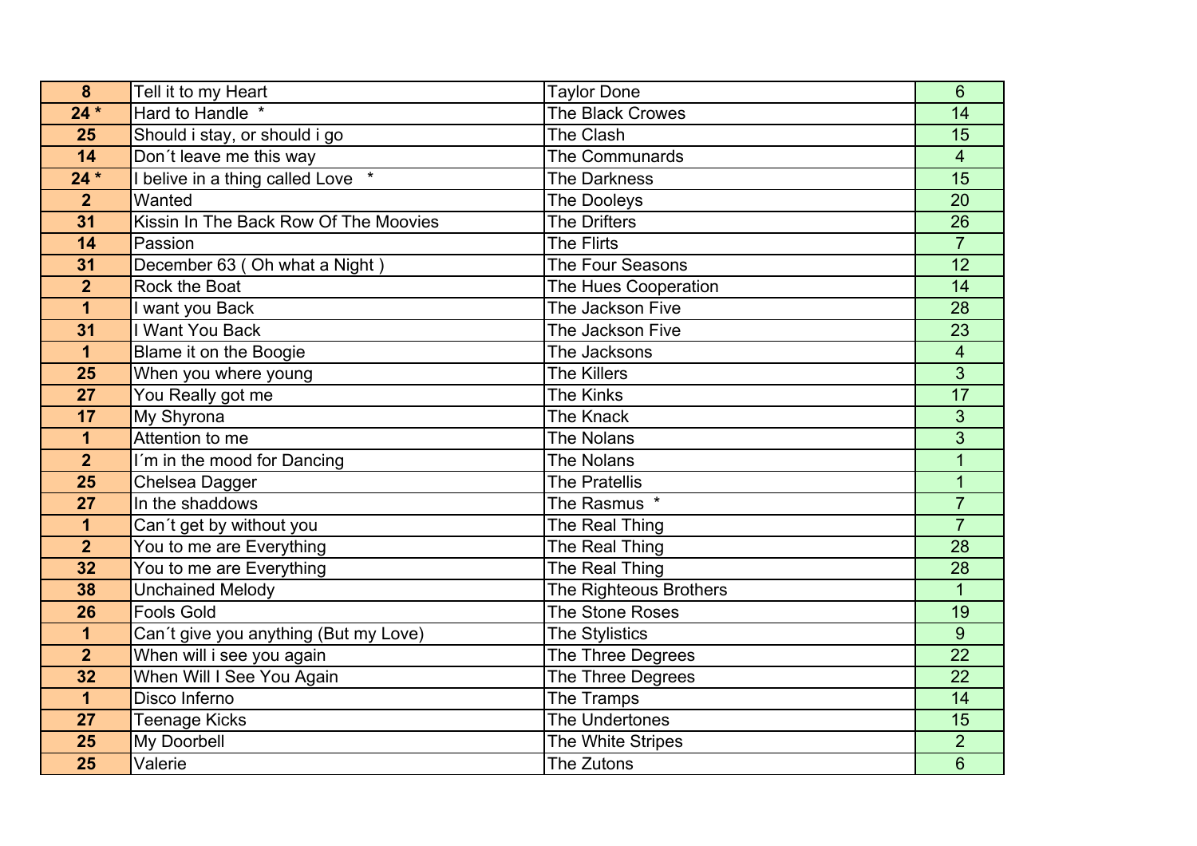| | | | |
|---|---|---|---|
| **8** | Tell it to my Heart | Taylor Done | 6 |
| **24 *** | Hard to Handle * | The Black Crowes | 14 |
| **25** | Should i stay, or should i go | The Clash | 15 |
| **14** | Don´t leave me this way | The Communards | 4 |
| **24 *** | I belive in a thing called Love * | The Darkness | 15 |
| **2** | Wanted | The Dooleys | 20 |
| **31** | Kissin In The Back Row Of The Moovies | The Drifters | 26 |
| **14** | Passion | The Flirts | 7 |
| **31** | December 63 ( Oh what a Night ) | The Four Seasons | 12 |
| **2** | Rock the Boat | The Hues Cooperation | 14 |
| **1** | I want you Back | The Jackson Five | 28 |
| **31** | I Want You Back | The Jackson Five | 23 |
| **1** | Blame it on the Boogie | The Jacksons | 4 |
| **25** | When you where young | The Killers | 3 |
| **27** | You Really got me | The Kinks | 17 |
| **17** | My Shyrona | The Knack | 3 |
| **1** | Attention to me | The Nolans | 3 |
| **2** | I´m in the mood for Dancing | The Nolans | 1 |
| **25** | Chelsea Dagger | The Pratellis | 1 |
| **27** | In the shaddows | The Rasmus * | 7 |
| **1** | Can´t get by without you | The Real Thing | 7 |
| **2** | You to me are Everything | The Real Thing | 28 |
| **32** | You to me are Everything | The Real Thing | 28 |
| **38** | Unchained Melody | The Righteous Brothers | 1 |
| **26** | Fools Gold | The Stone Roses | 19 |
| **1** | Can´t give you anything (But my Love) | The Stylistics | 9 |
| **2** | When will i see you again | The Three Degrees | 22 |
| **32** | When Will I See You Again | The Three Degrees | 22 |
| **1** | Disco Inferno | The Tramps | 14 |
| **27** | Teenage Kicks | The Undertones | 15 |
| **25** | My Doorbell | The White Stripes | 2 |
| **25** | Valerie | The Zutons | 6 |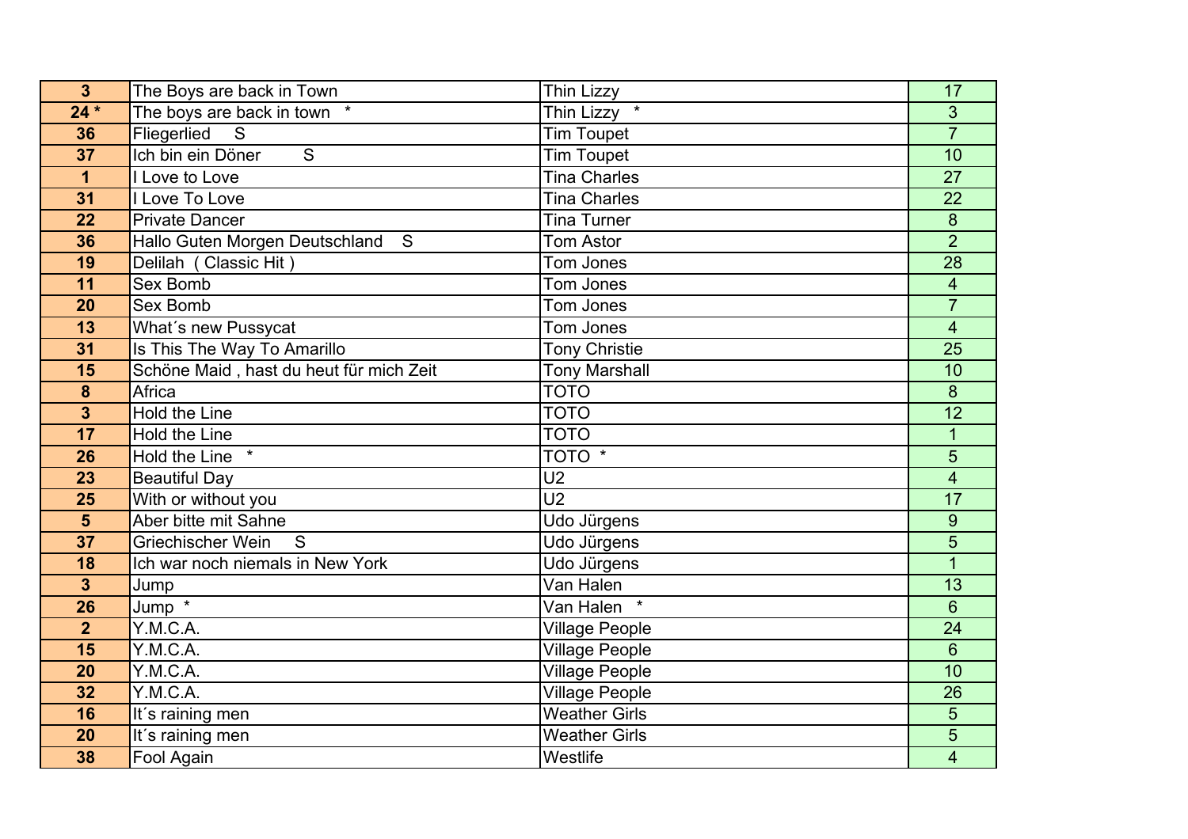| 3 | The Boys are back in Town | Thin Lizzy | 17 |
|---|---|---|---|
| 24 * | The boys are back in town * | Thin Lizzy * | 3 |
| 36 | Fliegerlied S | Tim Toupet | 7 |
| 37 | Ich bin ein Döner S | Tim Toupet | 10 |
| 1 | I Love to Love | Tina Charles | 27 |
| 31 | I Love To Love | Tina Charles | 22 |
| 22 | Private Dancer | Tina Turner | 8 |
| 36 | Hallo Guten Morgen Deutschland S | Tom Astor | 2 |
| 19 | Delilah ( Classic Hit ) | Tom Jones | 28 |
| 11 | Sex Bomb | Tom Jones | 4 |
| 20 | Sex Bomb | Tom Jones | 7 |
| 13 | What´s new Pussycat | Tom Jones | 4 |
| 31 | Is This The Way To Amarillo | Tony Christie | 25 |
| 15 | Schöne Maid , hast du heut für mich Zeit | Tony Marshall | 10 |
| 8 | Africa | TOTO | 8 |
| 3 | Hold the Line | TOTO | 12 |
| 17 | Hold the Line | TOTO | 1 |
| 26 | Hold the Line * | TOTO * | 5 |
| 23 | Beautiful Day | U2 | 4 |
| 25 | With or without you | U2 | 17 |
| 5 | Aber bitte mit Sahne | Udo Jürgens | 9 |
| 37 | Griechischer Wein S | Udo Jürgens | 5 |
| 18 | Ich war noch niemals in New York | Udo Jürgens | 1 |
| 3 | Jump | Van Halen | 13 |
| 26 | Jump * | Van Halen * | 6 |
| 2 | Y.M.C.A. | Village People | 24 |
| 15 | Y.M.C.A. | Village People | 6 |
| 20 | Y.M.C.A. | Village People | 10 |
| 32 | Y.M.C.A. | Village People | 26 |
| 16 | It´s raining men | Weather Girls | 5 |
| 20 | It´s raining men | Weather Girls | 5 |
| 38 | Fool Again | Westlife | 4 |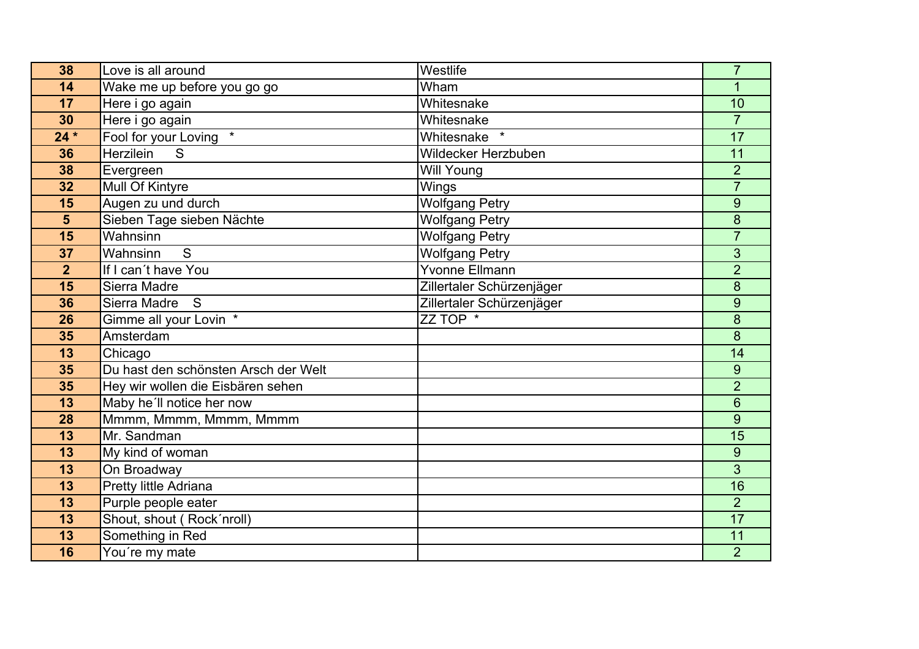| | | | |
|---|---|---|---|
| **38** | Love is all around | Westlife | 7 |
| **14** | Wake me up before you go go | Wham | 1 |
| **17** | Here i go again | Whitesnake | 10 |
| **30** | Here i go again | Whitesnake | 7 |
| **24 *** | Fool for your Loving * | Whitesnake * | 17 |
| **36** | Herzilein S | Wildecker Herzbuben | 11 |
| **38** | Evergreen | Will Young | 2 |
| **32** | Mull Of Kintyre | Wings | 7 |
| **15** | Augen zu und durch | Wolfgang Petry | 9 |
| **5** | Sieben Tage sieben Nächte | Wolfgang Petry | 8 |
| **15** | Wahnsinn | Wolfgang Petry | 7 |
| **37** | Wahnsinn S | Wolfgang Petry | 3 |
| **2** | If I can´t have You | Yvonne Ellmann | 2 |
| **15** | Sierra Madre | Zillertaler Schürzenjäger | 8 |
| **36** | Sierra Madre S | Zillertaler Schürzenjäger | 9 |
| **26** | Gimme all your Lovin * | ZZ TOP * | 8 |
| **35** | Amsterdam | | 8 |
| **13** | Chicago | | 14 |
| **35** | Du hast den schönsten Arsch der Welt | | 9 |
| **35** | Hey wir wollen die Eisbären sehen | | 2 |
| **13** | Maby he´ll notice her now | | 6 |
| **28** | Mmmm, Mmmm, Mmmm, Mmmm | | 9 |
| **13** | Mr. Sandman | | 15 |
| **13** | My kind of woman | | 9 |
| **13** | On Broadway | | 3 |
| **13** | Pretty little Adriana | | 16 |
| **13** | Purple people eater | | 2 |
| **13** | Shout, shout ( Rock´nroll) | | 17 |
| **13** | Something in Red | | 11 |
| **16** | You´re my mate | | 2 |